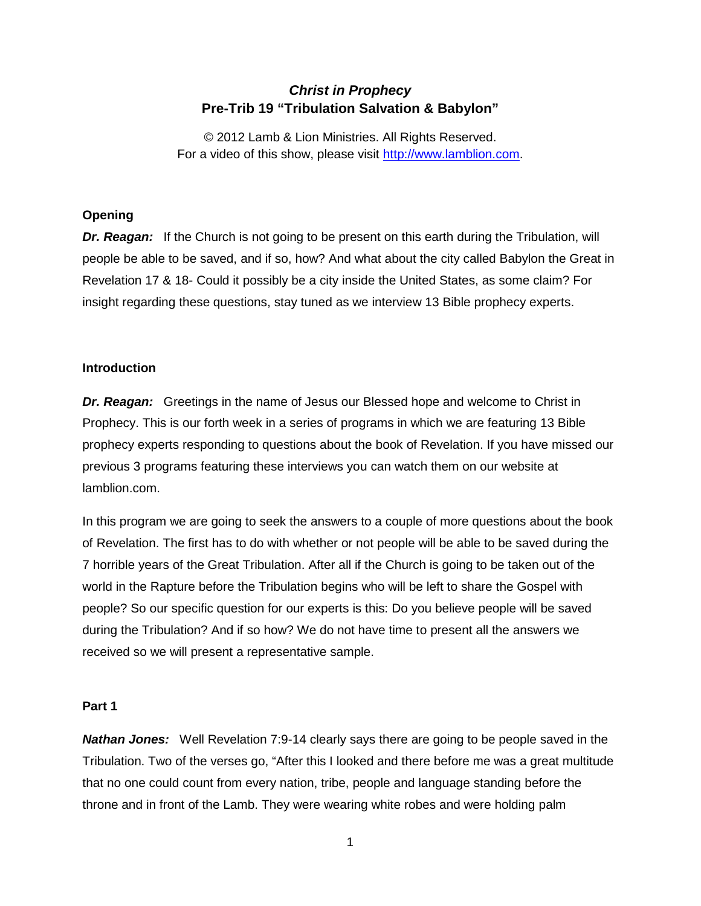# *Christ in Prophecy*
## Pre-Trib 19 "Tribulation Salvation & Babylon"

© 2012 Lamb & Lion Ministries. All Rights Reserved.
For a video of this show, please visit http://www.lamblion.com.

### Opening

***Dr. Reagan:*** If the Church is not going to be present on this earth during the Tribulation, will people be able to be saved, and if so, how? And what about the city called Babylon the Great in Revelation 17 & 18- Could it possibly be a city inside the United States, as some claim? For insight regarding these questions, stay tuned as we interview 13 Bible prophecy experts.

### Introduction

***Dr. Reagan:*** Greetings in the name of Jesus our Blessed hope and welcome to Christ in Prophecy. This is our forth week in a series of programs in which we are featuring 13 Bible prophecy experts responding to questions about the book of Revelation. If you have missed our previous 3 programs featuring these interviews you can watch them on our website at lamblion.com.

In this program we are going to seek the answers to a couple of more questions about the book of Revelation. The first has to do with whether or not people will be able to be saved during the 7 horrible years of the Great Tribulation. After all if the Church is going to be taken out of the world in the Rapture before the Tribulation begins who will be left to share the Gospel with people? So our specific question for our experts is this: Do you believe people will be saved during the Tribulation? And if so how? We do not have time to present all the answers we received so we will present a representative sample.

### Part 1

***Nathan Jones:*** Well Revelation 7:9-14 clearly says there are going to be people saved in the Tribulation. Two of the verses go, "After this I looked and there before me was a great multitude that no one could count from every nation, tribe, people and language standing before the throne and in front of the Lamb. They were wearing white robes and were holding palm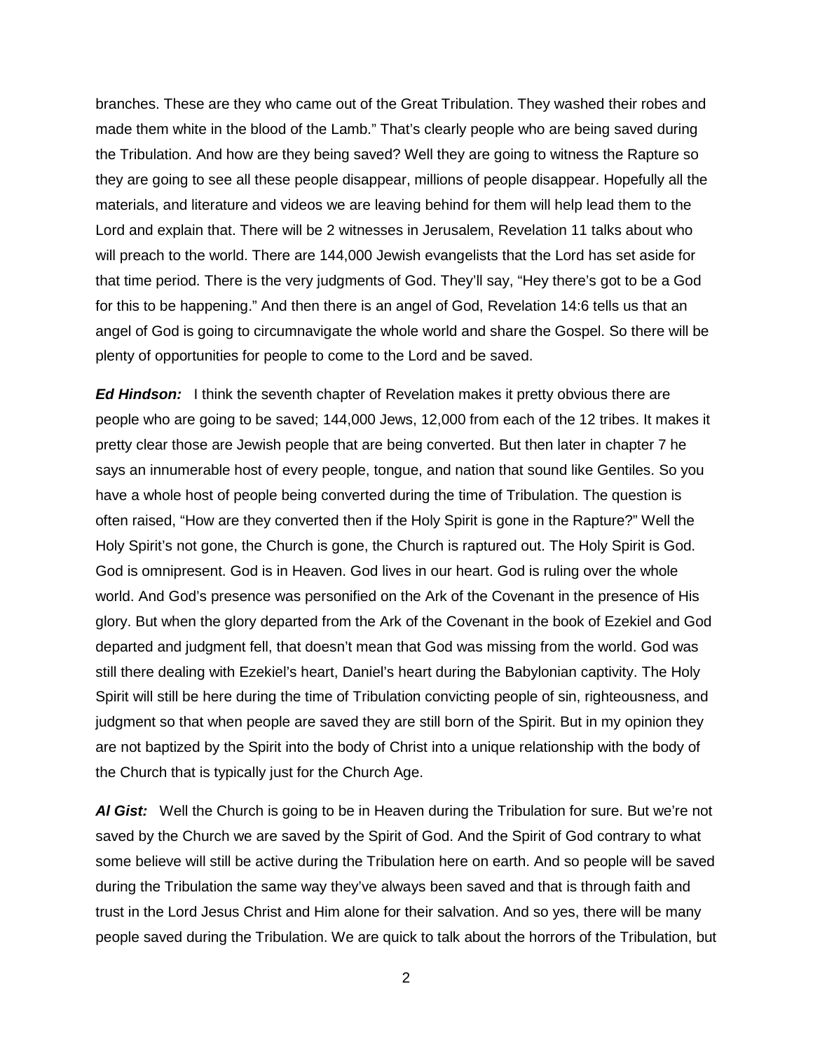branches. These are they who came out of the Great Tribulation. They washed their robes and made them white in the blood of the Lamb." That's clearly people who are being saved during the Tribulation. And how are they being saved? Well they are going to witness the Rapture so they are going to see all these people disappear, millions of people disappear. Hopefully all the materials, and literature and videos we are leaving behind for them will help lead them to the Lord and explain that. There will be 2 witnesses in Jerusalem, Revelation 11 talks about who will preach to the world. There are 144,000 Jewish evangelists that the Lord has set aside for that time period. There is the very judgments of God. They'll say, "Hey there's got to be a God for this to be happening." And then there is an angel of God, Revelation 14:6 tells us that an angel of God is going to circumnavigate the whole world and share the Gospel. So there will be plenty of opportunities for people to come to the Lord and be saved.

***Ed Hindson:*** I think the seventh chapter of Revelation makes it pretty obvious there are people who are going to be saved; 144,000 Jews, 12,000 from each of the 12 tribes. It makes it pretty clear those are Jewish people that are being converted. But then later in chapter 7 he says an innumerable host of every people, tongue, and nation that sound like Gentiles. So you have a whole host of people being converted during the time of Tribulation. The question is often raised, "How are they converted then if the Holy Spirit is gone in the Rapture?" Well the Holy Spirit's not gone, the Church is gone, the Church is raptured out. The Holy Spirit is God. God is omnipresent. God is in Heaven. God lives in our heart. God is ruling over the whole world. And God's presence was personified on the Ark of the Covenant in the presence of His glory. But when the glory departed from the Ark of the Covenant in the book of Ezekiel and God departed and judgment fell, that doesn't mean that God was missing from the world. God was still there dealing with Ezekiel's heart, Daniel's heart during the Babylonian captivity. The Holy Spirit will still be here during the time of Tribulation convicting people of sin, righteousness, and judgment so that when people are saved they are still born of the Spirit. But in my opinion they are not baptized by the Spirit into the body of Christ into a unique relationship with the body of the Church that is typically just for the Church Age.

***Al Gist:*** Well the Church is going to be in Heaven during the Tribulation for sure. But we're not saved by the Church we are saved by the Spirit of God. And the Spirit of God contrary to what some believe will still be active during the Tribulation here on earth. And so people will be saved during the Tribulation the same way they've always been saved and that is through faith and trust in the Lord Jesus Christ and Him alone for their salvation. And so yes, there will be many people saved during the Tribulation. We are quick to talk about the horrors of the Tribulation, but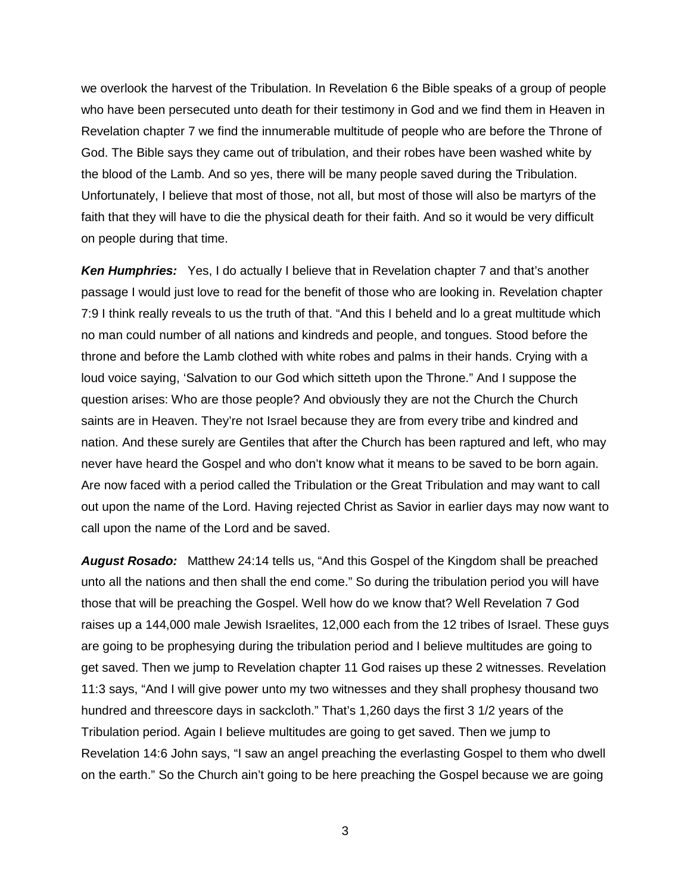we overlook the harvest of the Tribulation. In Revelation 6 the Bible speaks of a group of people who have been persecuted unto death for their testimony in God and we find them in Heaven in Revelation chapter 7 we find the innumerable multitude of people who are before the Throne of God. The Bible says they came out of tribulation, and their robes have been washed white by the blood of the Lamb. And so yes, there will be many people saved during the Tribulation. Unfortunately, I believe that most of those, not all, but most of those will also be martyrs of the faith that they will have to die the physical death for their faith. And so it would be very difficult on people during that time.

***Ken Humphries:*** Yes, I do actually I believe that in Revelation chapter 7 and that's another passage I would just love to read for the benefit of those who are looking in. Revelation chapter 7:9 I think really reveals to us the truth of that. "And this I beheld and lo a great multitude which no man could number of all nations and kindreds and people, and tongues. Stood before the throne and before the Lamb clothed with white robes and palms in their hands. Crying with a loud voice saying, 'Salvation to our God which sitteth upon the Throne." And I suppose the question arises: Who are those people? And obviously they are not the Church the Church saints are in Heaven. They're not Israel because they are from every tribe and kindred and nation. And these surely are Gentiles that after the Church has been raptured and left, who may never have heard the Gospel and who don't know what it means to be saved to be born again. Are now faced with a period called the Tribulation or the Great Tribulation and may want to call out upon the name of the Lord. Having rejected Christ as Savior in earlier days may now want to call upon the name of the Lord and be saved.

***August Rosado:*** Matthew 24:14 tells us, "And this Gospel of the Kingdom shall be preached unto all the nations and then shall the end come." So during the tribulation period you will have those that will be preaching the Gospel. Well how do we know that? Well Revelation 7 God raises up a 144,000 male Jewish Israelites, 12,000 each from the 12 tribes of Israel. These guys are going to be prophesying during the tribulation period and I believe multitudes are going to get saved. Then we jump to Revelation chapter 11 God raises up these 2 witnesses. Revelation 11:3 says, "And I will give power unto my two witnesses and they shall prophesy thousand two hundred and threescore days in sackcloth." That's 1,260 days the first 3 1/2 years of the Tribulation period. Again I believe multitudes are going to get saved. Then we jump to Revelation 14:6 John says, "I saw an angel preaching the everlasting Gospel to them who dwell on the earth." So the Church ain't going to be here preaching the Gospel because we are going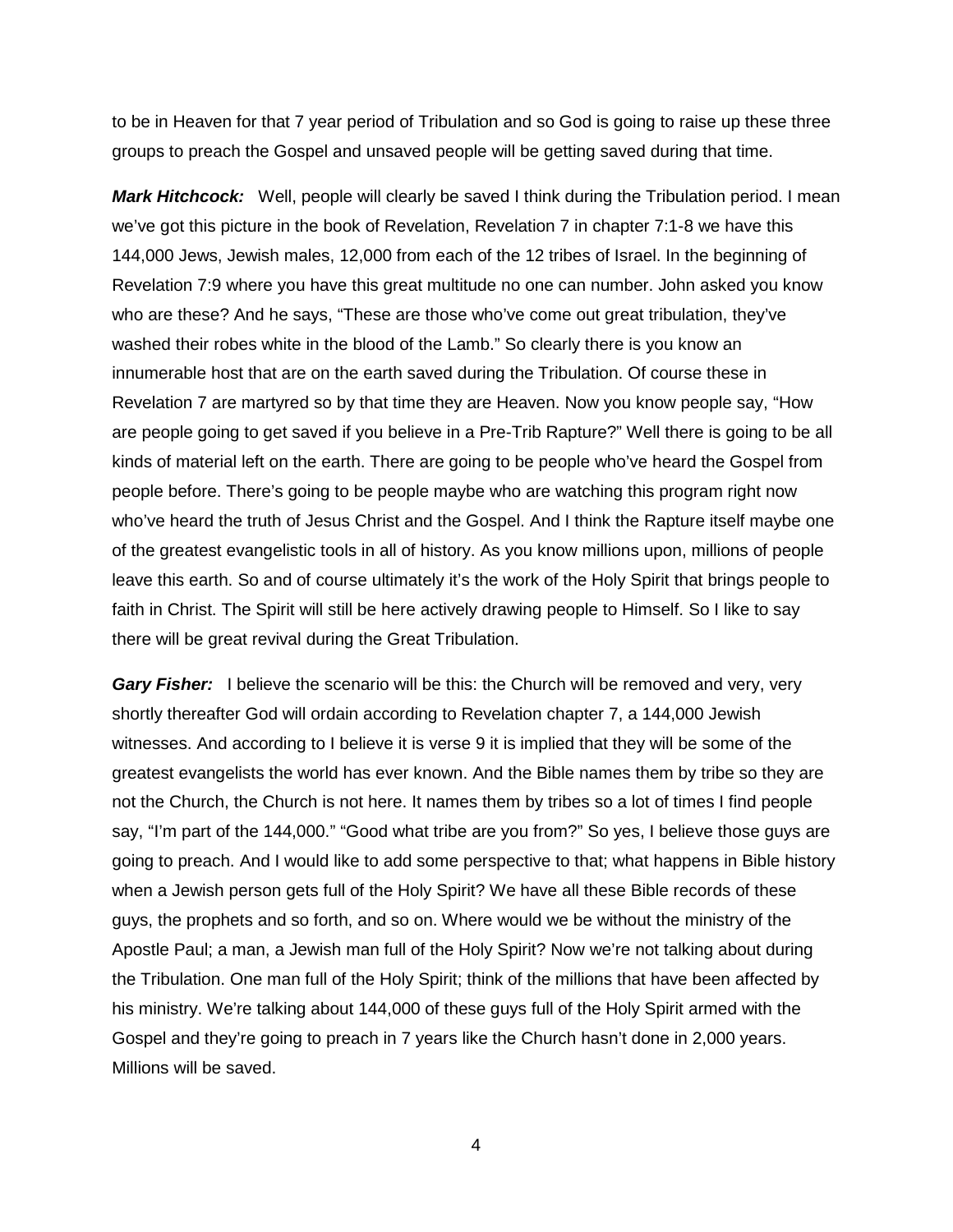to be in Heaven for that 7 year period of Tribulation and so God is going to raise up these three groups to preach the Gospel and unsaved people will be getting saved during that time.

***Mark Hitchcock:*** Well, people will clearly be saved I think during the Tribulation period. I mean we've got this picture in the book of Revelation, Revelation 7 in chapter 7:1-8 we have this 144,000 Jews, Jewish males, 12,000 from each of the 12 tribes of Israel. In the beginning of Revelation 7:9 where you have this great multitude no one can number. John asked you know who are these? And he says, "These are those who've come out great tribulation, they've washed their robes white in the blood of the Lamb." So clearly there is you know an innumerable host that are on the earth saved during the Tribulation. Of course these in Revelation 7 are martyred so by that time they are Heaven. Now you know people say, "How are people going to get saved if you believe in a Pre-Trib Rapture?" Well there is going to be all kinds of material left on the earth. There are going to be people who've heard the Gospel from people before. There's going to be people maybe who are watching this program right now who've heard the truth of Jesus Christ and the Gospel. And I think the Rapture itself maybe one of the greatest evangelistic tools in all of history. As you know millions upon, millions of people leave this earth. So and of course ultimately it's the work of the Holy Spirit that brings people to faith in Christ. The Spirit will still be here actively drawing people to Himself. So I like to say there will be great revival during the Great Tribulation.

***Gary Fisher:*** I believe the scenario will be this: the Church will be removed and very, very shortly thereafter God will ordain according to Revelation chapter 7, a 144,000 Jewish witnesses. And according to I believe it is verse 9 it is implied that they will be some of the greatest evangelists the world has ever known. And the Bible names them by tribe so they are not the Church, the Church is not here. It names them by tribes so a lot of times I find people say, "I'm part of the 144,000." "Good what tribe are you from?" So yes, I believe those guys are going to preach. And I would like to add some perspective to that; what happens in Bible history when a Jewish person gets full of the Holy Spirit? We have all these Bible records of these guys, the prophets and so forth, and so on. Where would we be without the ministry of the Apostle Paul; a man, a Jewish man full of the Holy Spirit? Now we're not talking about during the Tribulation. One man full of the Holy Spirit; think of the millions that have been affected by his ministry. We're talking about 144,000 of these guys full of the Holy Spirit armed with the Gospel and they're going to preach in 7 years like the Church hasn't done in 2,000 years. Millions will be saved.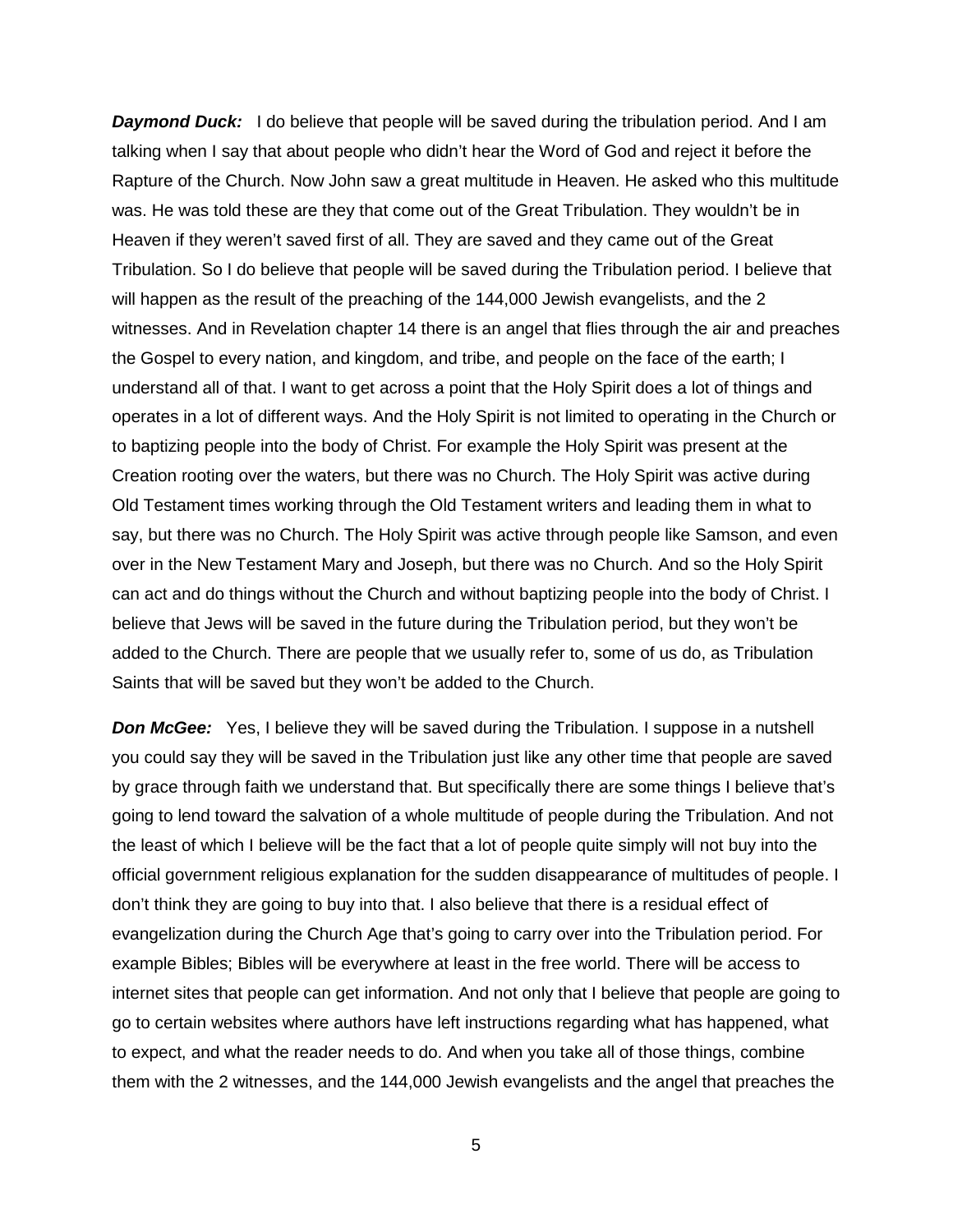***Daymond Duck:*** I do believe that people will be saved during the tribulation period. And I am talking when I say that about people who didn't hear the Word of God and reject it before the Rapture of the Church. Now John saw a great multitude in Heaven. He asked who this multitude was. He was told these are they that come out of the Great Tribulation. They wouldn't be in Heaven if they weren't saved first of all. They are saved and they came out of the Great Tribulation. So I do believe that people will be saved during the Tribulation period. I believe that will happen as the result of the preaching of the 144,000 Jewish evangelists, and the 2 witnesses. And in Revelation chapter 14 there is an angel that flies through the air and preaches the Gospel to every nation, and kingdom, and tribe, and people on the face of the earth; I understand all of that. I want to get across a point that the Holy Spirit does a lot of things and operates in a lot of different ways. And the Holy Spirit is not limited to operating in the Church or to baptizing people into the body of Christ. For example the Holy Spirit was present at the Creation rooting over the waters, but there was no Church. The Holy Spirit was active during Old Testament times working through the Old Testament writers and leading them in what to say, but there was no Church. The Holy Spirit was active through people like Samson, and even over in the New Testament Mary and Joseph, but there was no Church. And so the Holy Spirit can act and do things without the Church and without baptizing people into the body of Christ. I believe that Jews will be saved in the future during the Tribulation period, but they won't be added to the Church. There are people that we usually refer to, some of us do, as Tribulation Saints that will be saved but they won't be added to the Church.

***Don McGee:*** Yes, I believe they will be saved during the Tribulation. I suppose in a nutshell you could say they will be saved in the Tribulation just like any other time that people are saved by grace through faith we understand that. But specifically there are some things I believe that's going to lend toward the salvation of a whole multitude of people during the Tribulation. And not the least of which I believe will be the fact that a lot of people quite simply will not buy into the official government religious explanation for the sudden disappearance of multitudes of people. I don't think they are going to buy into that. I also believe that there is a residual effect of evangelization during the Church Age that's going to carry over into the Tribulation period. For example Bibles; Bibles will be everywhere at least in the free world. There will be access to internet sites that people can get information. And not only that I believe that people are going to go to certain websites where authors have left instructions regarding what has happened, what to expect, and what the reader needs to do. And when you take all of those things, combine them with the 2 witnesses, and the 144,000 Jewish evangelists and the angel that preaches the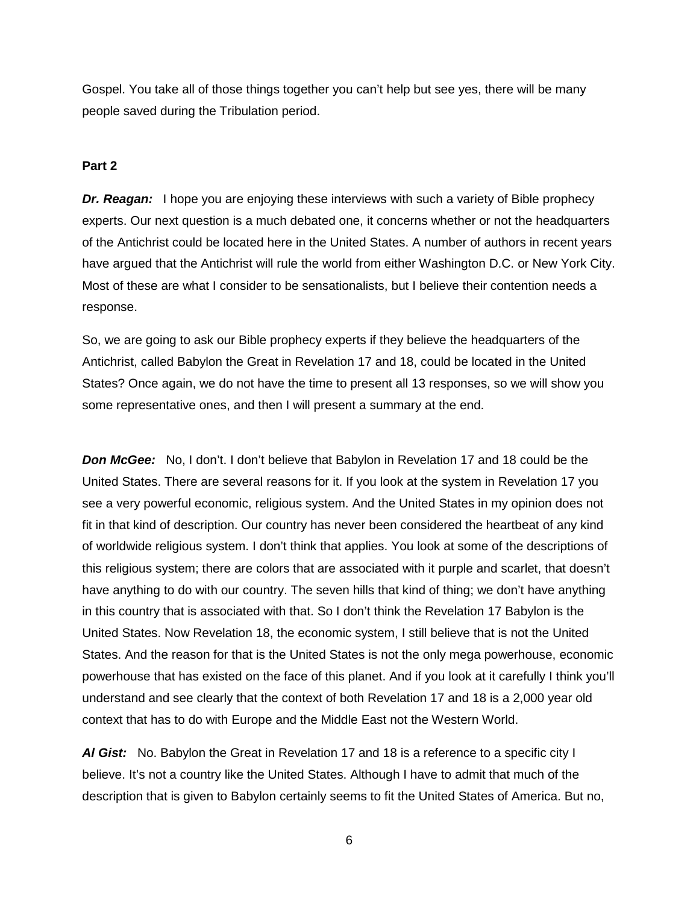Gospel. You take all of those things together you can't help but see yes, there will be many people saved during the Tribulation period.

**Part 2**

***Dr. Reagan:*** I hope you are enjoying these interviews with such a variety of Bible prophecy experts. Our next question is a much debated one, it concerns whether or not the headquarters of the Antichrist could be located here in the United States. A number of authors in recent years have argued that the Antichrist will rule the world from either Washington D.C. or New York City. Most of these are what I consider to be sensationalists, but I believe their contention needs a response.

So, we are going to ask our Bible prophecy experts if they believe the headquarters of the Antichrist, called Babylon the Great in Revelation 17 and 18, could be located in the United States? Once again, we do not have the time to present all 13 responses, so we will show you some representative ones, and then I will present a summary at the end.

***Don McGee:*** No, I don't. I don't believe that Babylon in Revelation 17 and 18 could be the United States. There are several reasons for it. If you look at the system in Revelation 17 you see a very powerful economic, religious system. And the United States in my opinion does not fit in that kind of description. Our country has never been considered the heartbeat of any kind of worldwide religious system. I don't think that applies. You look at some of the descriptions of this religious system; there are colors that are associated with it purple and scarlet, that doesn't have anything to do with our country. The seven hills that kind of thing; we don't have anything in this country that is associated with that. So I don't think the Revelation 17 Babylon is the United States. Now Revelation 18, the economic system, I still believe that is not the United States. And the reason for that is the United States is not the only mega powerhouse, economic powerhouse that has existed on the face of this planet. And if you look at it carefully I think you'll understand and see clearly that the context of both Revelation 17 and 18 is a 2,000 year old context that has to do with Europe and the Middle East not the Western World.

***Al Gist:*** No. Babylon the Great in Revelation 17 and 18 is a reference to a specific city I believe. It's not a country like the United States. Although I have to admit that much of the description that is given to Babylon certainly seems to fit the United States of America. But no,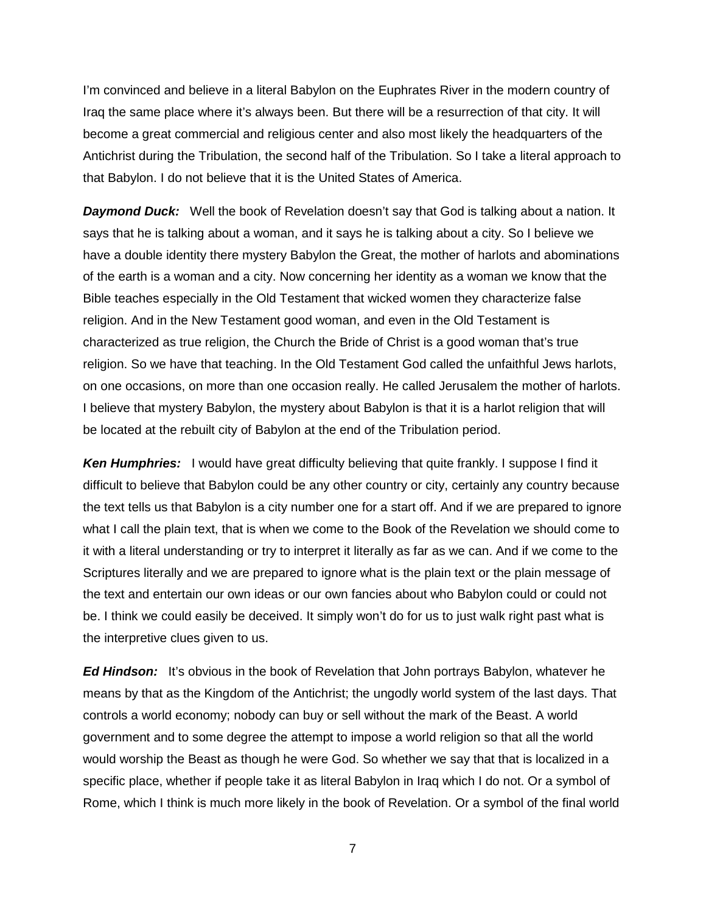I'm convinced and believe in a literal Babylon on the Euphrates River in the modern country of Iraq the same place where it's always been. But there will be a resurrection of that city. It will become a great commercial and religious center and also most likely the headquarters of the Antichrist during the Tribulation, the second half of the Tribulation. So I take a literal approach to that Babylon. I do not believe that it is the United States of America.

***Daymond Duck:*** Well the book of Revelation doesn't say that God is talking about a nation. It says that he is talking about a woman, and it says he is talking about a city. So I believe we have a double identity there mystery Babylon the Great, the mother of harlots and abominations of the earth is a woman and a city. Now concerning her identity as a woman we know that the Bible teaches especially in the Old Testament that wicked women they characterize false religion. And in the New Testament good woman, and even in the Old Testament is characterized as true religion, the Church the Bride of Christ is a good woman that's true religion. So we have that teaching. In the Old Testament God called the unfaithful Jews harlots, on one occasions, on more than one occasion really. He called Jerusalem the mother of harlots. I believe that mystery Babylon, the mystery about Babylon is that it is a harlot religion that will be located at the rebuilt city of Babylon at the end of the Tribulation period.

***Ken Humphries:*** I would have great difficulty believing that quite frankly. I suppose I find it difficult to believe that Babylon could be any other country or city, certainly any country because the text tells us that Babylon is a city number one for a start off. And if we are prepared to ignore what I call the plain text, that is when we come to the Book of the Revelation we should come to it with a literal understanding or try to interpret it literally as far as we can. And if we come to the Scriptures literally and we are prepared to ignore what is the plain text or the plain message of the text and entertain our own ideas or our own fancies about who Babylon could or could not be. I think we could easily be deceived. It simply won't do for us to just walk right past what is the interpretive clues given to us.

***Ed Hindson:*** It's obvious in the book of Revelation that John portrays Babylon, whatever he means by that as the Kingdom of the Antichrist; the ungodly world system of the last days. That controls a world economy; nobody can buy or sell without the mark of the Beast. A world government and to some degree the attempt to impose a world religion so that all the world would worship the Beast as though he were God. So whether we say that that is localized in a specific place, whether if people take it as literal Babylon in Iraq which I do not. Or a symbol of Rome, which I think is much more likely in the book of Revelation. Or a symbol of the final world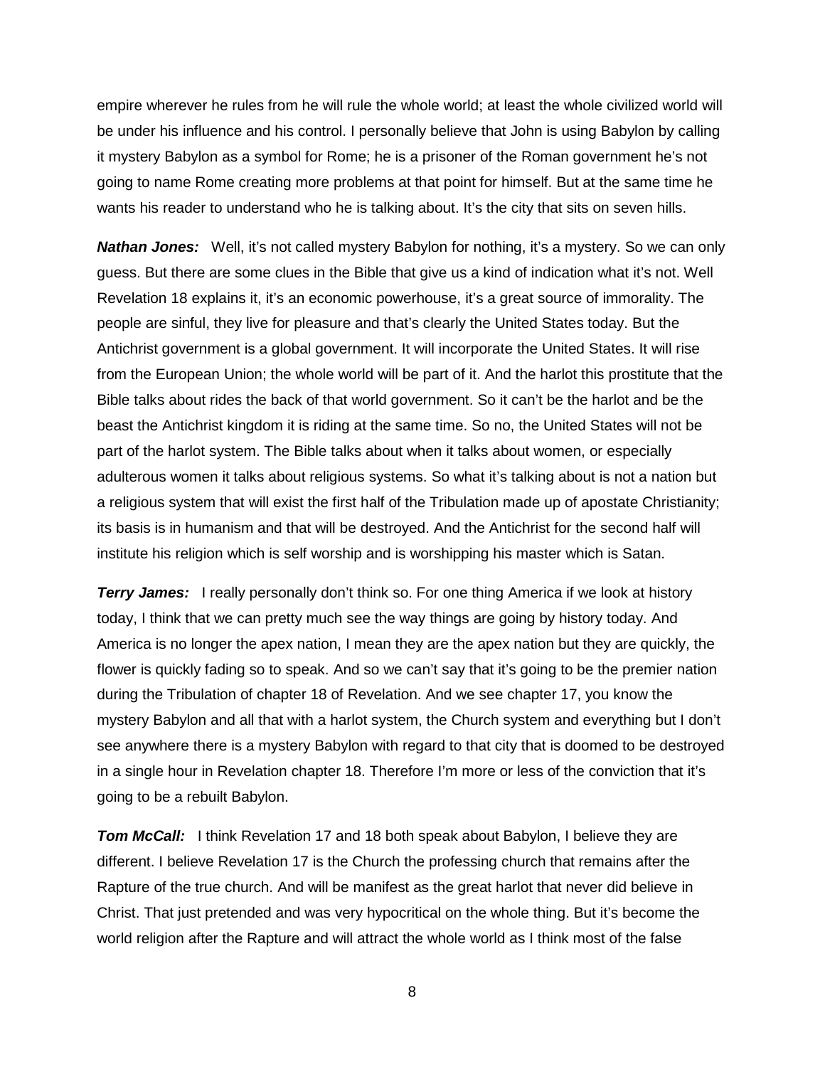empire wherever he rules from he will rule the whole world; at least the whole civilized world will be under his influence and his control. I personally believe that John is using Babylon by calling it mystery Babylon as a symbol for Rome; he is a prisoner of the Roman government he's not going to name Rome creating more problems at that point for himself. But at the same time he wants his reader to understand who he is talking about. It's the city that sits on seven hills.

***Nathan Jones:*** Well, it's not called mystery Babylon for nothing, it's a mystery. So we can only guess. But there are some clues in the Bible that give us a kind of indication what it's not. Well Revelation 18 explains it, it's an economic powerhouse, it's a great source of immorality. The people are sinful, they live for pleasure and that's clearly the United States today. But the Antichrist government is a global government. It will incorporate the United States. It will rise from the European Union; the whole world will be part of it. And the harlot this prostitute that the Bible talks about rides the back of that world government. So it can't be the harlot and be the beast the Antichrist kingdom it is riding at the same time. So no, the United States will not be part of the harlot system. The Bible talks about when it talks about women, or especially adulterous women it talks about religious systems. So what it's talking about is not a nation but a religious system that will exist the first half of the Tribulation made up of apostate Christianity; its basis is in humanism and that will be destroyed. And the Antichrist for the second half will institute his religion which is self worship and is worshipping his master which is Satan.

***Terry James:*** I really personally don't think so. For one thing America if we look at history today, I think that we can pretty much see the way things are going by history today. And America is no longer the apex nation, I mean they are the apex nation but they are quickly, the flower is quickly fading so to speak. And so we can't say that it's going to be the premier nation during the Tribulation of chapter 18 of Revelation. And we see chapter 17, you know the mystery Babylon and all that with a harlot system, the Church system and everything but I don't see anywhere there is a mystery Babylon with regard to that city that is doomed to be destroyed in a single hour in Revelation chapter 18. Therefore I'm more or less of the conviction that it's going to be a rebuilt Babylon.

***Tom McCall:*** I think Revelation 17 and 18 both speak about Babylon, I believe they are different. I believe Revelation 17 is the Church the professing church that remains after the Rapture of the true church. And will be manifest as the great harlot that never did believe in Christ. That just pretended and was very hypocritical on the whole thing. But it's become the world religion after the Rapture and will attract the whole world as I think most of the false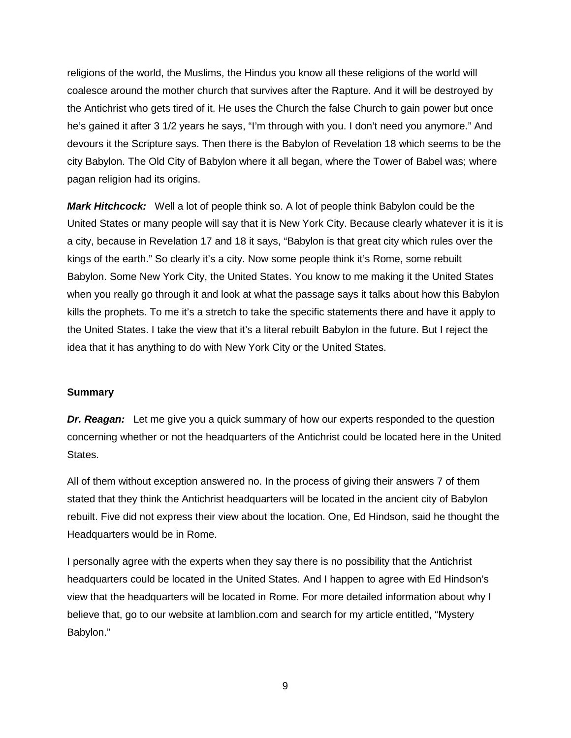religions of the world, the Muslims, the Hindus you know all these religions of the world will coalesce around the mother church that survives after the Rapture. And it will be destroyed by the Antichrist who gets tired of it. He uses the Church the false Church to gain power but once he's gained it after 3 1/2 years he says, "I'm through with you. I don't need you anymore." And devours it the Scripture says. Then there is the Babylon of Revelation 18 which seems to be the city Babylon. The Old City of Babylon where it all began, where the Tower of Babel was; where pagan religion had its origins.

***Mark Hitchcock:*** Well a lot of people think so. A lot of people think Babylon could be the United States or many people will say that it is New York City. Because clearly whatever it is it is a city, because in Revelation 17 and 18 it says, "Babylon is that great city which rules over the kings of the earth." So clearly it's a city. Now some people think it's Rome, some rebuilt Babylon. Some New York City, the United States. You know to me making it the United States when you really go through it and look at what the passage says it talks about how this Babylon kills the prophets. To me it's a stretch to take the specific statements there and have it apply to the United States. I take the view that it's a literal rebuilt Babylon in the future. But I reject the idea that it has anything to do with New York City or the United States.

**Summary**

***Dr. Reagan:*** Let me give you a quick summary of how our experts responded to the question concerning whether or not the headquarters of the Antichrist could be located here in the United States.

All of them without exception answered no. In the process of giving their answers 7 of them stated that they think the Antichrist headquarters will be located in the ancient city of Babylon rebuilt. Five did not express their view about the location. One, Ed Hindson, said he thought the Headquarters would be in Rome.

I personally agree with the experts when they say there is no possibility that the Antichrist headquarters could be located in the United States. And I happen to agree with Ed Hindson's view that the headquarters will be located in Rome. For more detailed information about why I believe that, go to our website at lamblion.com and search for my article entitled, "Mystery Babylon."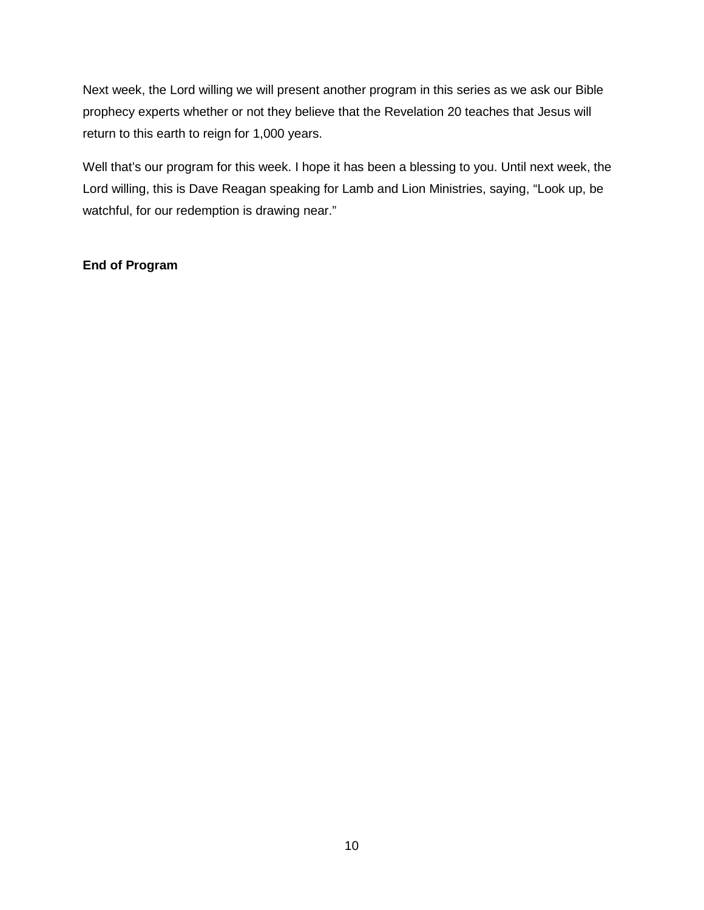Next week, the Lord willing we will present another program in this series as we ask our Bible prophecy experts whether or not they believe that the Revelation 20 teaches that Jesus will return to this earth to reign for 1,000 years.

Well that's our program for this week. I hope it has been a blessing to you. Until next week, the Lord willing, this is Dave Reagan speaking for Lamb and Lion Ministries, saying, "Look up, be watchful, for our redemption is drawing near."

**End of Program**